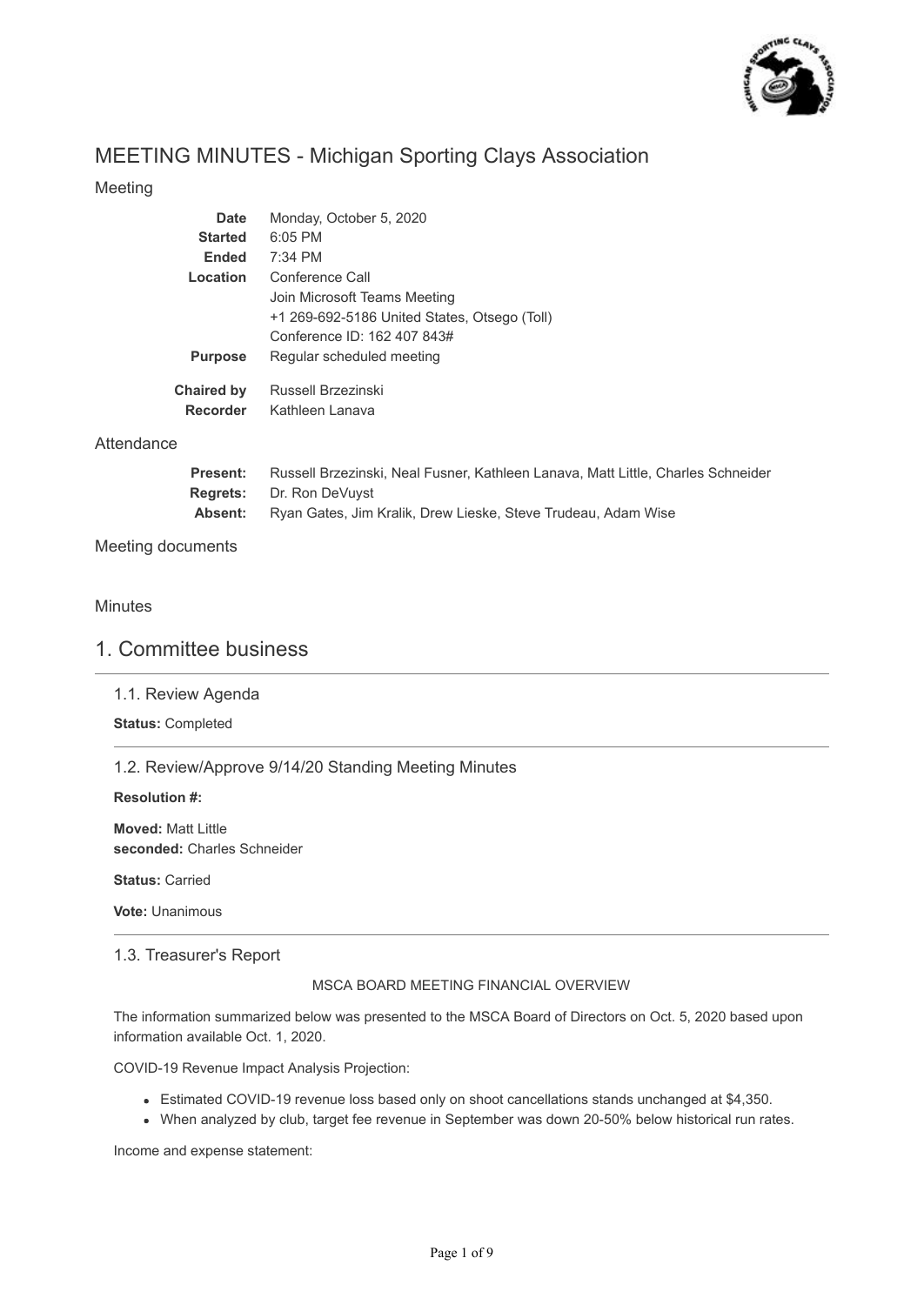# MEETING MINUTES - Michigan Sporting Clays Association

## Meeting

| | |
|---|---|
| **Date** | Monday, October 5, 2020 |
| **Started** | 6:05 PM |
| **Ended** | 7:34 PM |
| **Location** | Conference Call<br>Join Microsoft Teams Meeting<br>+1 269-692-5186 United States, Otsego (Toll)<br>Conference ID: 162 407 843# |
| **Purpose** | Regular scheduled meeting |
| **Chaired by** | Russell Brzezinski |
| **Recorder** | Kathleen Lanava |

## Attendance

| | |
|---|---|
| **Present:** | Russell Brzezinski, Neal Fusner, Kathleen Lanava, Matt Little, Charles Schneider |
| **Regrets:** | Dr. Ron DeVuyst |
| **Absent:** | Ryan Gates, Jim Kralik, Drew Lieske, Steve Trudeau, Adam Wise |

## Meeting documents

## Minutes

# 1. Committee business

### 1.1. Review Agenda

**Status:** Completed

### 1.2. Review/Approve 9/14/20 Standing Meeting Minutes

**Resolution #:**

**Moved:** Matt Little
**seconded:** Charles Schneider

**Status:** Carried

**Vote:** Unanimous

### 1.3. Treasurer's Report

MSCA BOARD MEETING FINANCIAL OVERVIEW

The information summarized below was presented to the MSCA Board of Directors on Oct. 5, 2020 based upon information available Oct. 1, 2020.

COVID-19 Revenue Impact Analysis Projection:

- Estimated COVID-19 revenue loss based only on shoot cancellations stands unchanged at $4,350.
- When analyzed by club, target fee revenue in September was down 20-50% below historical run rates.

Income and expense statement: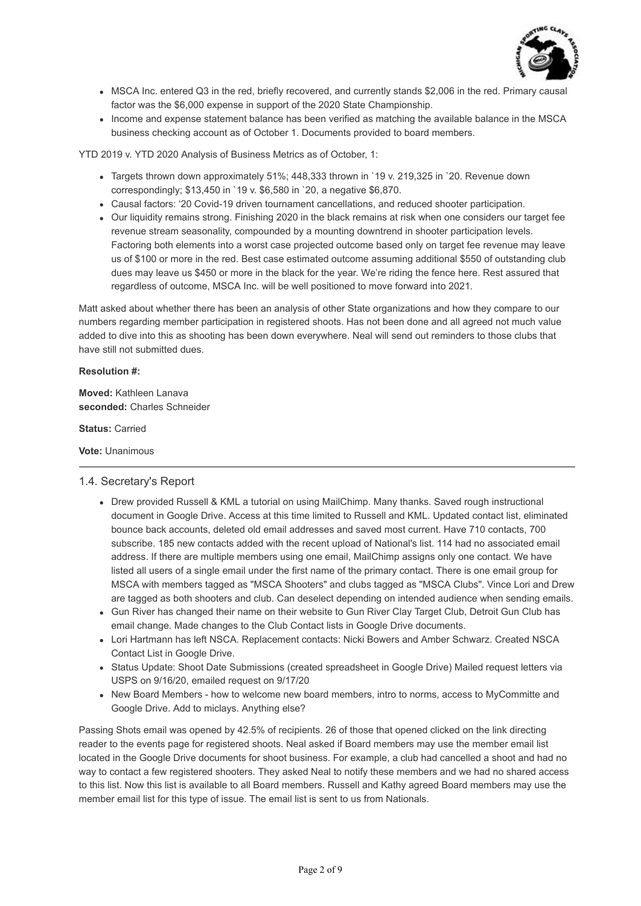- MSCA Inc. entered Q3 in the red, briefly recovered, and currently stands $2,006 in the red. Primary causal factor was the $6,000 expense in support of the 2020 State Championship.
- Income and expense statement balance has been verified as matching the available balance in the MSCA business checking account as of October 1. Documents provided to board members.

YTD 2019 v. YTD 2020 Analysis of Business Metrics as of October, 1:

- Targets thrown down approximately 51%; 448,333 thrown in `19 v. 219,325 in `20. Revenue down correspondingly; $13,450 in `19 v. $6,580 in `20, a negative $6,870.
- Causal factors: '20 Covid-19 driven tournament cancellations, and reduced shooter participation.
- Our liquidity remains strong. Finishing 2020 in the black remains at risk when one considers our target fee revenue stream seasonality, compounded by a mounting downtrend in shooter participation levels. Factoring both elements into a worst case projected outcome based only on target fee revenue may leave us of $100 or more in the red. Best case estimated outcome assuming additional $550 of outstanding club dues may leave us $450 or more in the black for the year. We're riding the fence here. Rest assured that regardless of outcome, MSCA Inc. will be well positioned to move forward into 2021.

Matt asked about whether there has been an analysis of other State organizations and how they compare to our numbers regarding member participation in registered shoots. Has not been done and all agreed not much value added to dive into this as shooting has been down everywhere. Neal will send out reminders to those clubs that have still not submitted dues.

**Resolution #:**

**Moved:** Kathleen Lanava
**seconded:** Charles Schneider

**Status:** Carried

**Vote:** Unanimous

---

### 1.4. Secretary's Report

- Drew provided Russell & KML a tutorial on using MailChimp. Many thanks. Saved rough instructional document in Google Drive. Access at this time limited to Russell and KML. Updated contact list, eliminated bounce back accounts, deleted old email addresses and saved most current. Have 710 contacts, 700 subscribe. 185 new contacts added with the recent upload of National's list. 114 had no associated email address. If there are multiple members using one email, MailChimp assigns only one contact. We have listed all users of a single email under the first name of the primary contact. There is one email group for MSCA with members tagged as "MSCA Shooters" and clubs tagged as "MSCA Clubs". Vince Lori and Drew are tagged as both shooters and club. Can deselect depending on intended audience when sending emails.
- Gun River has changed their name on their website to Gun River Clay Target Club, Detroit Gun Club has email change. Made changes to the Club Contact lists in Google Drive documents.
- Lori Hartmann has left NSCA. Replacement contacts: Nicki Bowers and Amber Schwarz. Created NSCA Contact List in Google Drive.
- Status Update: Shoot Date Submissions (created spreadsheet in Google Drive) Mailed request letters via USPS on 9/16/20, emailed request on 9/17/20
- New Board Members - how to welcome new board members, intro to norms, access to MyCommitte and Google Drive. Add to miclays. Anything else?

Passing Shots email was opened by 42.5% of recipients. 26 of those that opened clicked on the link directing reader to the events page for registered shoots. Neal asked if Board members may use the member email list located in the Google Drive documents for shoot business. For example, a club had cancelled a shoot and had no way to contact a few registered shooters. They asked Neal to notify these members and we had no shared access to this list. Now this list is available to all Board members. Russell and Kathy agreed Board members may use the member email list for this type of issue. The email list is sent to us from Nationals.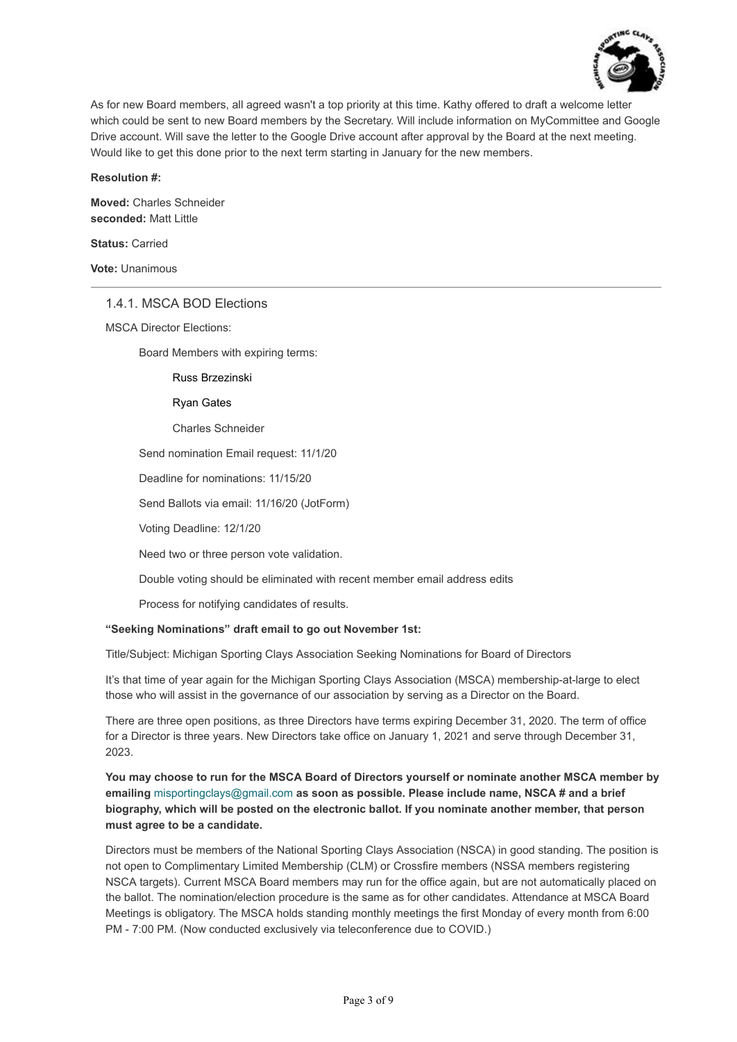As for new Board members, all agreed wasn't a top priority at this time. Kathy offered to draft a welcome letter which could be sent to new Board members by the Secretary. Will include information on MyCommittee and Google Drive account. Will save the letter to the Google Drive account after approval by the Board at the next meeting. Would like to get this done prior to the next term starting in January for the new members.

**Resolution #:**

**Moved:** Charles Schneider
**seconded:** Matt Little

**Status:** Carried

**Vote:** Unanimous

---

### 1.4.1. MSCA BOD Elections

MSCA Director Elections:

Board Members with expiring terms:

- Russ Brzezinski
- Ryan Gates
- Charles Schneider

Send nomination Email request: 11/1/20

Deadline for nominations: 11/15/20

Send Ballots via email: 11/16/20 (JotForm)

Voting Deadline: 12/1/20

Need two or three person vote validation.

Double voting should be eliminated with recent member email address edits

Process for notifying candidates of results.

**"Seeking Nominations" draft email to go out November 1st:**

Title/Subject: Michigan Sporting Clays Association Seeking Nominations for Board of Directors

It's that time of year again for the Michigan Sporting Clays Association (MSCA) membership-at-large to elect those who will assist in the governance of our association by serving as a Director on the Board.

There are three open positions, as three Directors have terms expiring December 31, 2020. The term of office for a Director is three years. New Directors take office on January 1, 2021 and serve through December 31, 2023.

**You may choose to run for the MSCA Board of Directors yourself or nominate another MSCA member by emailing** misportingclays@gmail.com **as soon as possible. Please include name, NSCA # and a brief biography, which will be posted on the electronic ballot. If you nominate another member, that person must agree to be a candidate.**

Directors must be members of the National Sporting Clays Association (NSCA) in good standing. The position is not open to Complimentary Limited Membership (CLM) or Crossfire members (NSSA members registering NSCA targets). Current MSCA Board members may run for the office again, but are not automatically placed on the ballot. The nomination/election procedure is the same as for other candidates. Attendance at MSCA Board Meetings is obligatory. The MSCA holds standing monthly meetings the first Monday of every month from 6:00 PM - 7:00 PM. (Now conducted exclusively via teleconference due to COVID.)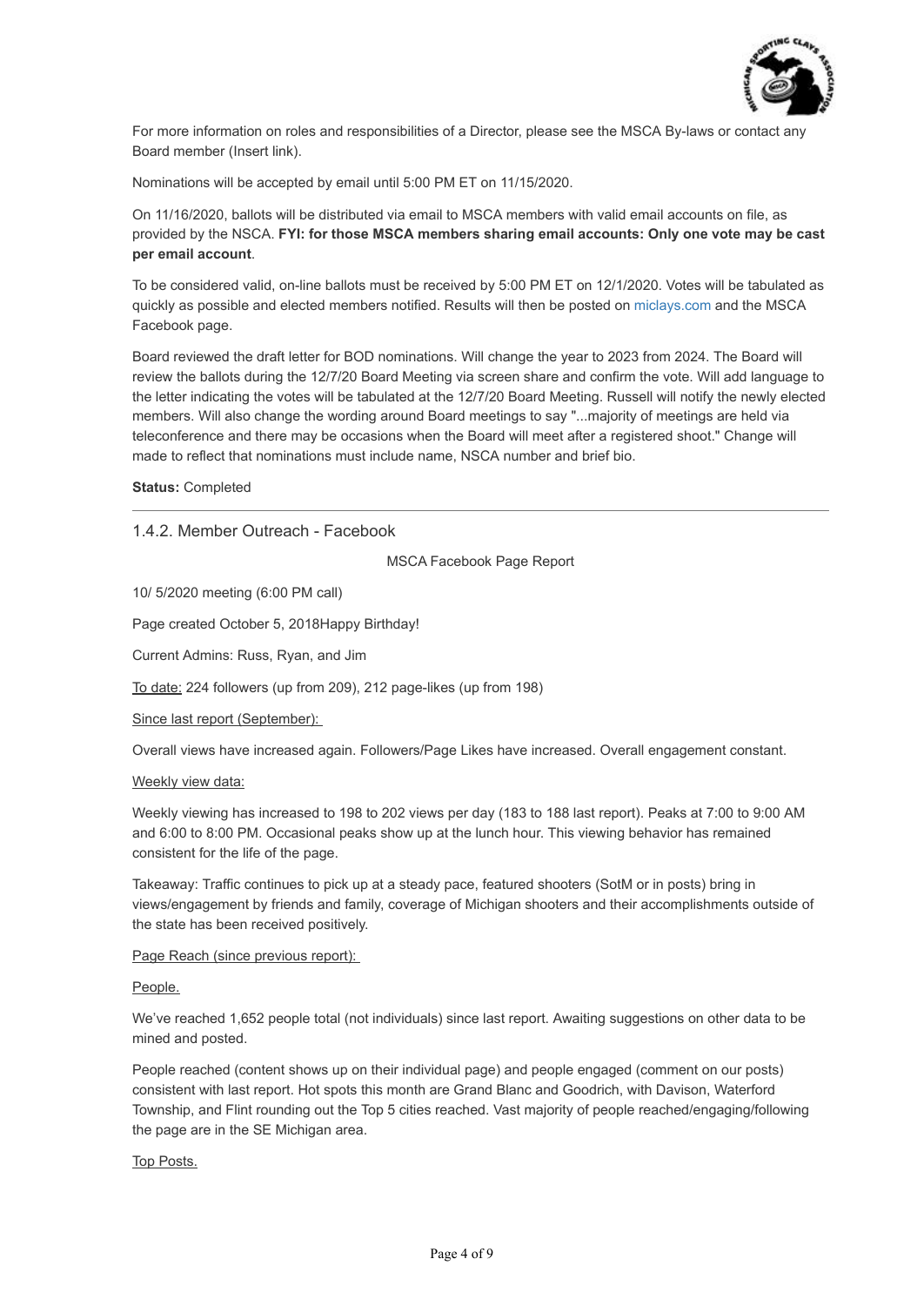For more information on roles and responsibilities of a Director, please see the MSCA By-laws or contact any Board member (Insert link).

Nominations will be accepted by email until 5:00 PM ET on 11/15/2020.

On 11/16/2020, ballots will be distributed via email to MSCA members with valid email accounts on file, as provided by the NSCA. **FYI: for those MSCA members sharing email accounts: Only one vote may be cast per email account**.

To be considered valid, on-line ballots must be received by 5:00 PM ET on 12/1/2020. Votes will be tabulated as quickly as possible and elected members notified. Results will then be posted on miclays.com and the MSCA Facebook page.

Board reviewed the draft letter for BOD nominations. Will change the year to 2023 from 2024. The Board will review the ballots during the 12/7/20 Board Meeting via screen share and confirm the vote. Will add language to the letter indicating the votes will be tabulated at the 12/7/20 Board Meeting. Russell will notify the newly elected members. Will also change the wording around Board meetings to say "...majority of meetings are held via teleconference and there may be occasions when the Board will meet after a registered shoot." Change will made to reflect that nominations must include name, NSCA number and brief bio.

**Status:** Completed

---

### 1.4.2. Member Outreach - Facebook

MSCA Facebook Page Report

10/ 5/2020 meeting (6:00 PM call)

Page created October 5, 2018Happy Birthday!

Current Admins: Russ, Ryan, and Jim

To date: 224 followers (up from 209), 212 page-likes (up from 198)

Since last report (September):

Overall views have increased again. Followers/Page Likes have increased. Overall engagement constant.

Weekly view data:

Weekly viewing has increased to 198 to 202 views per day (183 to 188 last report). Peaks at 7:00 to 9:00 AM and 6:00 to 8:00 PM. Occasional peaks show up at the lunch hour. This viewing behavior has remained consistent for the life of the page.

Takeaway: Traffic continues to pick up at a steady pace, featured shooters (SotM or in posts) bring in views/engagement by friends and family, coverage of Michigan shooters and their accomplishments outside of the state has been received positively.

Page Reach (since previous report):

People.

We've reached 1,652 people total (not individuals) since last report. Awaiting suggestions on other data to be mined and posted.

People reached (content shows up on their individual page) and people engaged (comment on our posts) consistent with last report. Hot spots this month are Grand Blanc and Goodrich, with Davison, Waterford Township, and Flint rounding out the Top 5 cities reached. Vast majority of people reached/engaging/following the page are in the SE Michigan area.

Top Posts.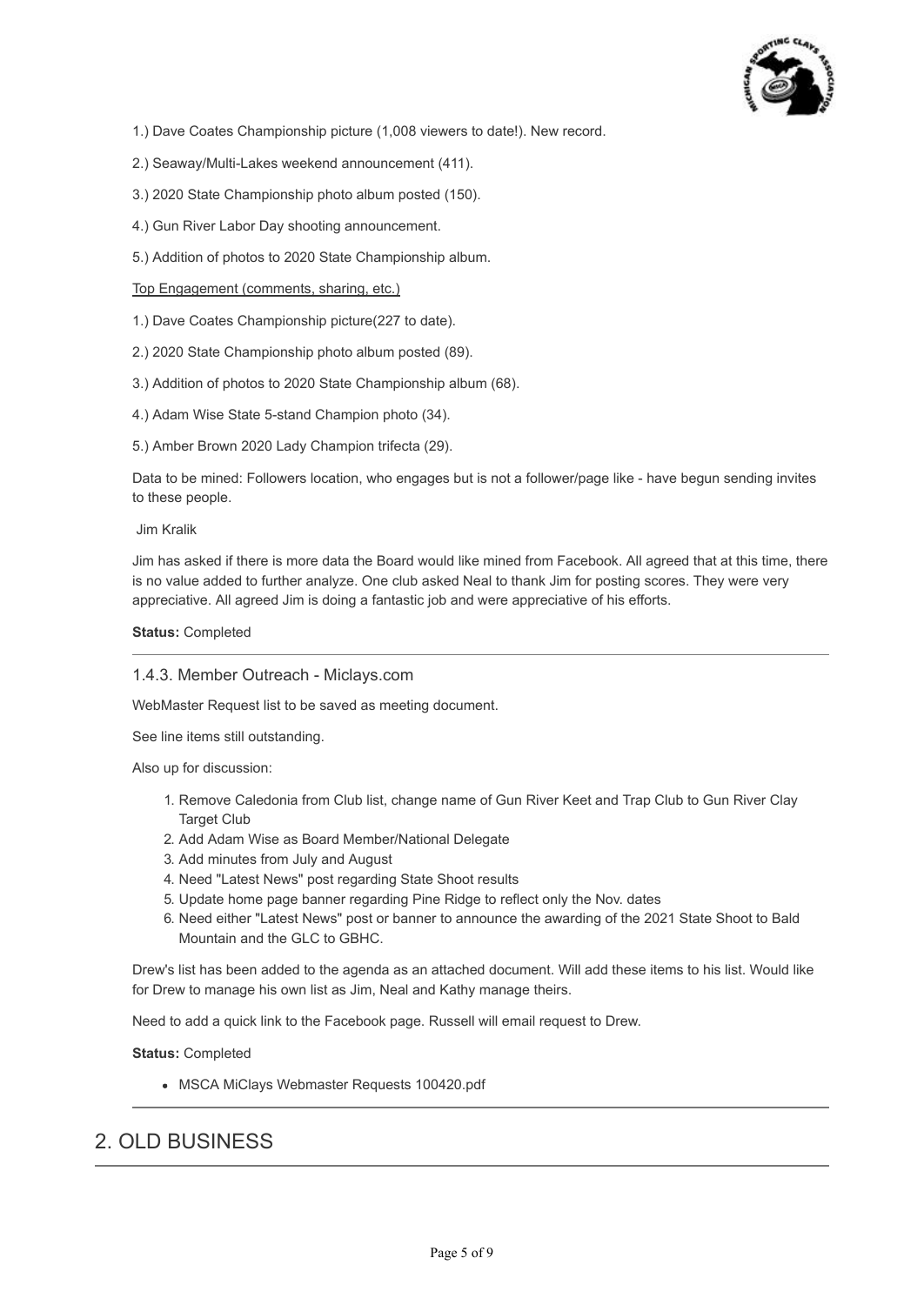1.) Dave Coates Championship picture (1,008 viewers to date!). New record.

2.) Seaway/Multi-Lakes weekend announcement (411).

3.) 2020 State Championship photo album posted (150).

4.) Gun River Labor Day shooting announcement.

5.) Addition of photos to 2020 State Championship album.

Top Engagement (comments, sharing, etc.)

1.) Dave Coates Championship picture(227 to date).

2.) 2020 State Championship photo album posted (89).

3.) Addition of photos to 2020 State Championship album (68).

4.) Adam Wise State 5-stand Champion photo (34).

5.) Amber Brown 2020 Lady Champion trifecta (29).

Data to be mined: Followers location, who engages but is not a follower/page like - have begun sending invites to these people.

Jim Kralik

Jim has asked if there is more data the Board would like mined from Facebook. All agreed that at this time, there is no value added to further analyze. One club asked Neal to thank Jim for posting scores. They were very appreciative. All agreed Jim is doing a fantastic job and were appreciative of his efforts.

**Status:** Completed

---

### 1.4.3. Member Outreach - Miclays.com

WebMaster Request list to be saved as meeting document.

See line items still outstanding.

Also up for discussion:

1. Remove Caledonia from Club list, change name of Gun River Keet and Trap Club to Gun River Clay Target Club
2. Add Adam Wise as Board Member/National Delegate
3. Add minutes from July and August
4. Need "Latest News" post regarding State Shoot results
5. Update home page banner regarding Pine Ridge to reflect only the Nov. dates
6. Need either "Latest News" post or banner to announce the awarding of the 2021 State Shoot to Bald Mountain and the GLC to GBHC.

Drew's list has been added to the agenda as an attached document. Will add these items to his list. Would like for Drew to manage his own list as Jim, Neal and Kathy manage theirs.

Need to add a quick link to the Facebook page. Russell will email request to Drew.

**Status:** Completed

- MSCA MiClays Webmaster Requests 100420.pdf

---

## 2. OLD BUSINESS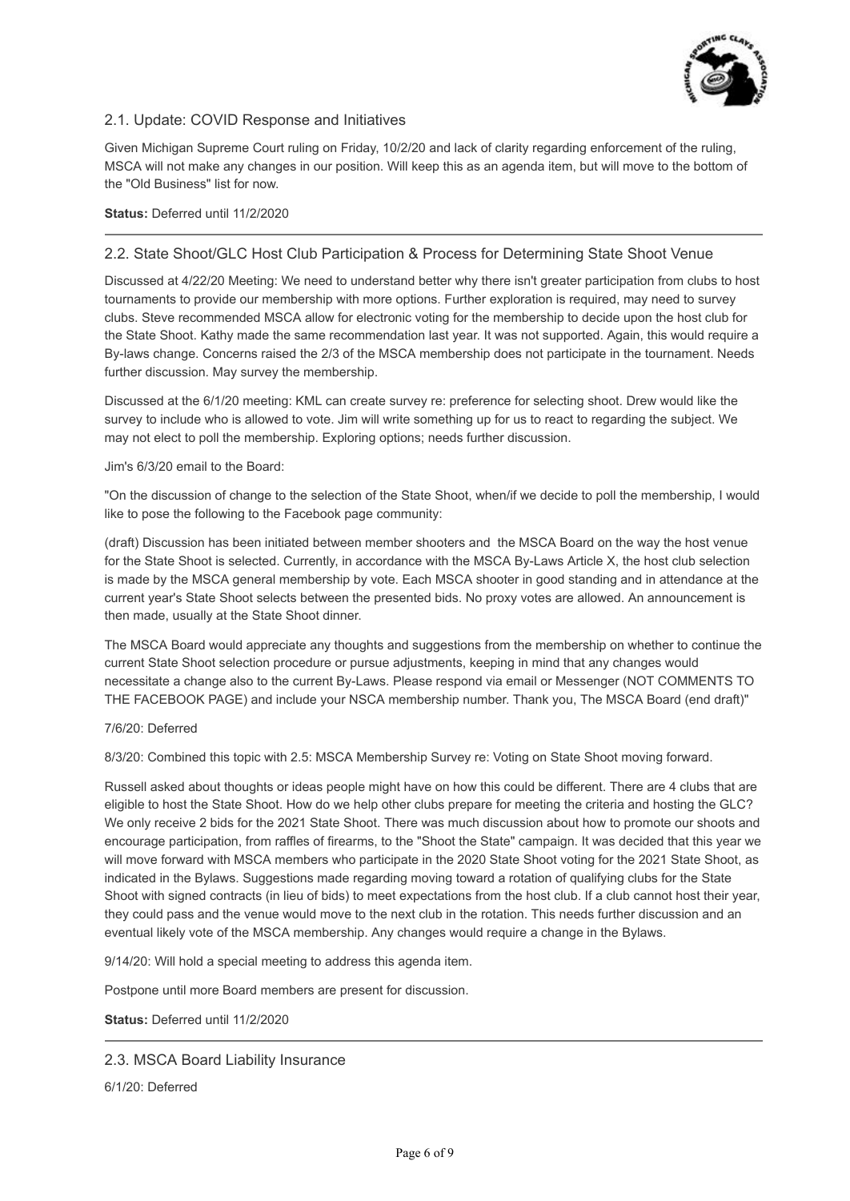## 2.1. Update: COVID Response and Initiatives

Given Michigan Supreme Court ruling on Friday, 10/2/20 and lack of clarity regarding enforcement of the ruling, MSCA will not make any changes in our position. Will keep this as an agenda item, but will move to the bottom of the "Old Business" list for now.

**Status:** Deferred until 11/2/2020

---

## 2.2. State Shoot/GLC Host Club Participation & Process for Determining State Shoot Venue

Discussed at 4/22/20 Meeting: We need to understand better why there isn't greater participation from clubs to host tournaments to provide our membership with more options. Further exploration is required, may need to survey clubs. Steve recommended MSCA allow for electronic voting for the membership to decide upon the host club for the State Shoot. Kathy made the same recommendation last year. It was not supported. Again, this would require a By-laws change. Concerns raised the 2/3 of the MSCA membership does not participate in the tournament. Needs further discussion. May survey the membership.

Discussed at the 6/1/20 meeting: KML can create survey re: preference for selecting shoot. Drew would like the survey to include who is allowed to vote. Jim will write something up for us to react to regarding the subject. We may not elect to poll the membership. Exploring options; needs further discussion.

Jim's 6/3/20 email to the Board:

"On the discussion of change to the selection of the State Shoot, when/if we decide to poll the membership, I would like to pose the following to the Facebook page community:

(draft) Discussion has been initiated between member shooters and the MSCA Board on the way the host venue for the State Shoot is selected. Currently, in accordance with the MSCA By-Laws Article X, the host club selection is made by the MSCA general membership by vote. Each MSCA shooter in good standing and in attendance at the current year's State Shoot selects between the presented bids. No proxy votes are allowed. An announcement is then made, usually at the State Shoot dinner.

The MSCA Board would appreciate any thoughts and suggestions from the membership on whether to continue the current State Shoot selection procedure or pursue adjustments, keeping in mind that any changes would necessitate a change also to the current By-Laws. Please respond via email or Messenger (NOT COMMENTS TO THE FACEBOOK PAGE) and include your NSCA membership number. Thank you, The MSCA Board (end draft)"

7/6/20: Deferred

8/3/20: Combined this topic with 2.5: MSCA Membership Survey re: Voting on State Shoot moving forward.

Russell asked about thoughts or ideas people might have on how this could be different. There are 4 clubs that are eligible to host the State Shoot. How do we help other clubs prepare for meeting the criteria and hosting the GLC? We only receive 2 bids for the 2021 State Shoot. There was much discussion about how to promote our shoots and encourage participation, from raffles of firearms, to the "Shoot the State" campaign. It was decided that this year we will move forward with MSCA members who participate in the 2020 State Shoot voting for the 2021 State Shoot, as indicated in the Bylaws. Suggestions made regarding moving toward a rotation of qualifying clubs for the State Shoot with signed contracts (in lieu of bids) to meet expectations from the host club. If a club cannot host their year, they could pass and the venue would move to the next club in the rotation. This needs further discussion and an eventual likely vote of the MSCA membership. Any changes would require a change in the Bylaws.

9/14/20: Will hold a special meeting to address this agenda item.

Postpone until more Board members are present for discussion.

**Status:** Deferred until 11/2/2020

---

## 2.3. MSCA Board Liability Insurance

6/1/20: Deferred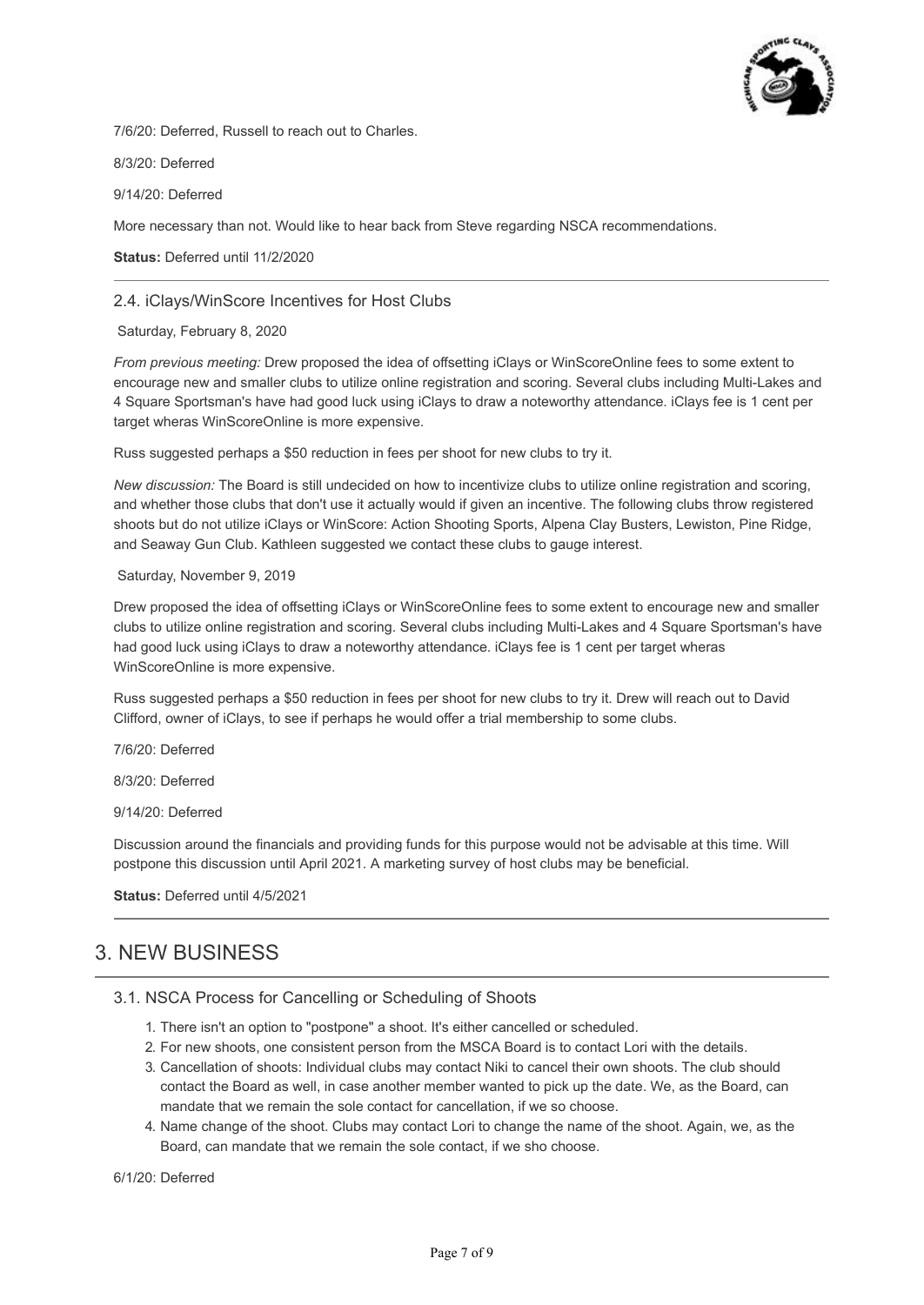7/6/20: Deferred, Russell to reach out to Charles.

8/3/20: Deferred

9/14/20: Deferred

More necessary than not. Would like to hear back from Steve regarding NSCA recommendations.

**Status:** Deferred until 11/2/2020

---

### 2.4. iClays/WinScore Incentives for Host Clubs

Saturday, February 8, 2020

*From previous meeting:* Drew proposed the idea of offsetting iClays or WinScoreOnline fees to some extent to encourage new and smaller clubs to utilize online registration and scoring. Several clubs including Multi-Lakes and 4 Square Sportsman's have had good luck using iClays to draw a noteworthy attendance. iClays fee is 1 cent per target wheras WinScoreOnline is more expensive.

Russ suggested perhaps a $50 reduction in fees per shoot for new clubs to try it.

*New discussion:* The Board is still undecided on how to incentivize clubs to utilize online registration and scoring, and whether those clubs that don't use it actually would if given an incentive. The following clubs throw registered shoots but do not utilize iClays or WinScore: Action Shooting Sports, Alpena Clay Busters, Lewiston, Pine Ridge, and Seaway Gun Club. Kathleen suggested we contact these clubs to gauge interest.

Saturday, November 9, 2019

Drew proposed the idea of offsetting iClays or WinScoreOnline fees to some extent to encourage new and smaller clubs to utilize online registration and scoring. Several clubs including Multi-Lakes and 4 Square Sportsman's have had good luck using iClays to draw a noteworthy attendance. iClays fee is 1 cent per target wheras WinScoreOnline is more expensive.

Russ suggested perhaps a $50 reduction in fees per shoot for new clubs to try it. Drew will reach out to David Clifford, owner of iClays, to see if perhaps he would offer a trial membership to some clubs.

7/6/20: Deferred

8/3/20: Deferred

9/14/20: Deferred

Discussion around the financials and providing funds for this purpose would not be advisable at this time. Will postpone this discussion until April 2021. A marketing survey of host clubs may be beneficial.

**Status:** Deferred until 4/5/2021

---

## 3. NEW BUSINESS

### 3.1. NSCA Process for Cancelling or Scheduling of Shoots

1. There isn't an option to "postpone" a shoot. It's either cancelled or scheduled.
2. For new shoots, one consistent person from the MSCA Board is to contact Lori with the details.
3. Cancellation of shoots: Individual clubs may contact Niki to cancel their own shoots. The club should contact the Board as well, in case another member wanted to pick up the date. We, as the Board, can mandate that we remain the sole contact for cancellation, if we so choose.
4. Name change of the shoot. Clubs may contact Lori to change the name of the shoot. Again, we, as the Board, can mandate that we remain the sole contact, if we sho choose.

6/1/20: Deferred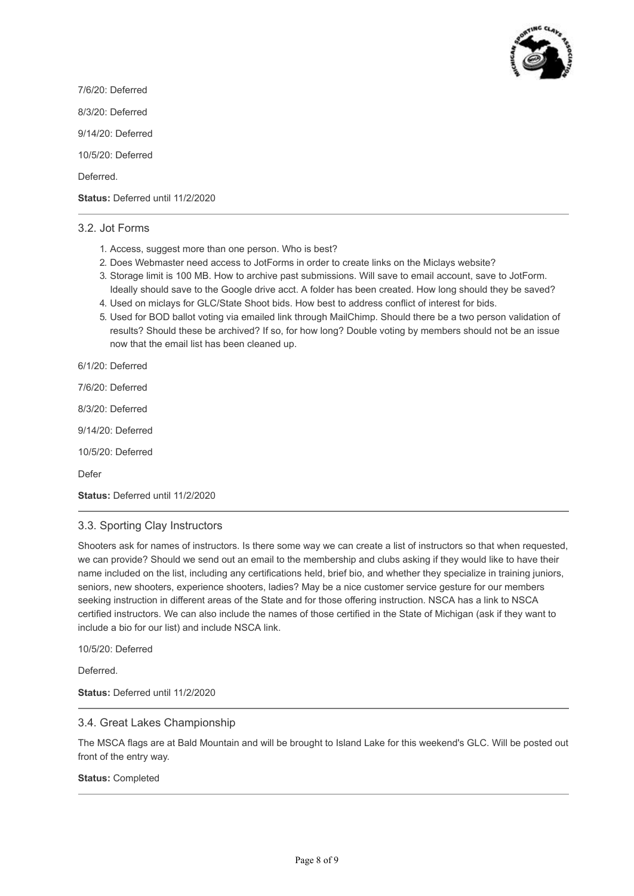7/6/20: Deferred

8/3/20: Deferred

9/14/20: Deferred

10/5/20: Deferred

Deferred.

**Status:** Deferred until 11/2/2020

---

### 3.2. Jot Forms

1. Access, suggest more than one person. Who is best?
2. Does Webmaster need access to JotForms in order to create links on the Miclays website?
3. Storage limit is 100 MB. How to archive past submissions. Will save to email account, save to JotForm. Ideally should save to the Google drive acct. A folder has been created. How long should they be saved?
4. Used on miclays for GLC/State Shoot bids. How best to address conflict of interest for bids.
5. Used for BOD ballot voting via emailed link through MailChimp. Should there be a two person validation of results? Should these be archived? If so, for how long? Double voting by members should not be an issue now that the email list has been cleaned up.

6/1/20: Deferred

7/6/20: Deferred

8/3/20: Deferred

9/14/20: Deferred

10/5/20: Deferred

Defer

**Status:** Deferred until 11/2/2020

---

### 3.3. Sporting Clay Instructors

Shooters ask for names of instructors. Is there some way we can create a list of instructors so that when requested, we can provide? Should we send out an email to the membership and clubs asking if they would like to have their name included on the list, including any certifications held, brief bio, and whether they specialize in training juniors, seniors, new shooters, experience shooters, ladies? May be a nice customer service gesture for our members seeking instruction in different areas of the State and for those offering instruction. NSCA has a link to NSCA certified instructors. We can also include the names of those certified in the State of Michigan (ask if they want to include a bio for our list) and include NSCA link.

10/5/20: Deferred

Deferred.

**Status:** Deferred until 11/2/2020

---

### 3.4. Great Lakes Championship

The MSCA flags are at Bald Mountain and will be brought to Island Lake for this weekend's GLC. Will be posted out front of the entry way.

**Status:** Completed

---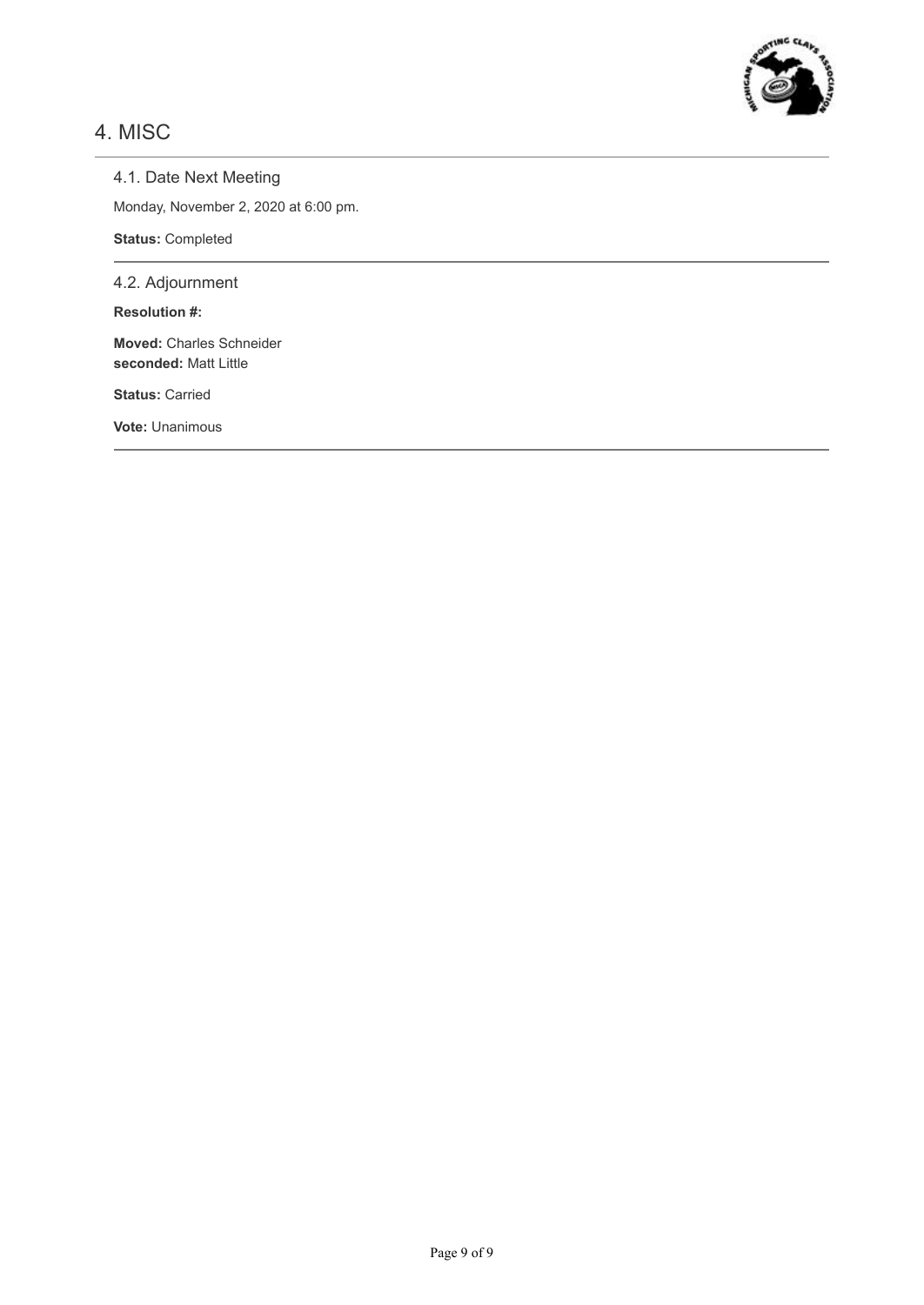# 4. MISC

## 4.1. Date Next Meeting

Monday, November 2, 2020 at 6:00 pm.

**Status:** Completed

## 4.2. Adjournment

**Resolution #:**

**Moved:** Charles Schneider
**seconded:** Matt Little

**Status:** Carried

**Vote:** Unanimous